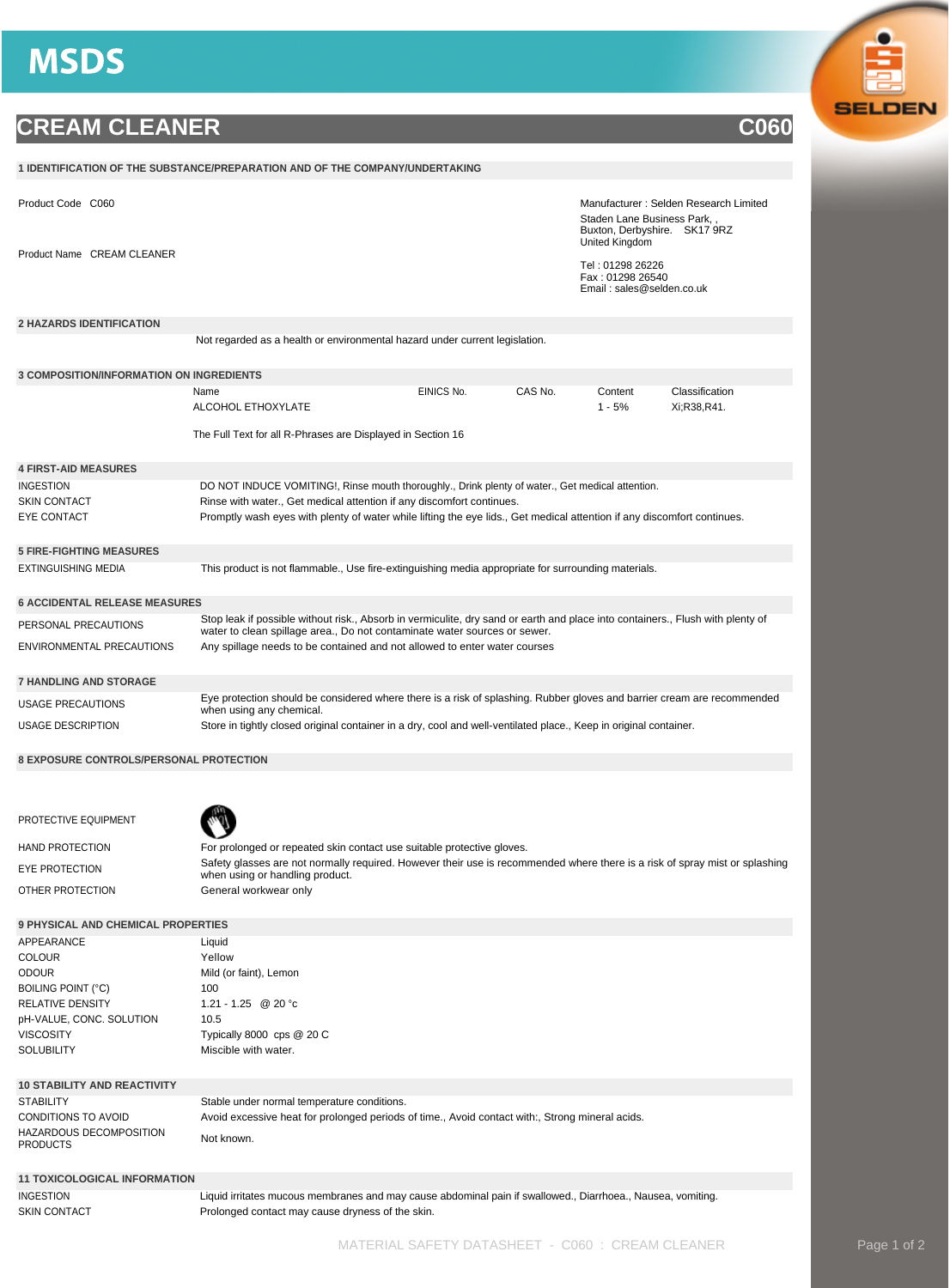# MSDS

## CREAM CLEANER C060

### 1 IDENTIFICATION OF THE SUBSTANCE/PREPARATION AND OF THE COMPANY/UNDERTAKING

Product Code C060

Product Name CREAM CLEANER

Manufacturer : Selden Research Limited
Staden Lane Business Park, ,
Buxton, Derbyshire. SK17 9RZ
United Kingdom

Tel : 01298 26226
Fax : 01298 26540
Email : sales@selden.co.uk

### 2 HAZARDS IDENTIFICATION

Not regarded as a health or environmental hazard under current legislation.

### 3 COMPOSITION/INFORMATION ON INGREDIENTS

| Name | EINICS No. | CAS No. | Content | Classification |
|---|---|---|---|---|
| ALCOHOL ETHOXYLATE | | | 1 - 5% | Xi;R38,R41. |

The Full Text for all R-Phrases are Displayed in Section 16

### 4 FIRST-AID MEASURES

| | |
|---|---|
| INGESTION | DO NOT INDUCE VOMITING!, Rinse mouth thoroughly., Drink plenty of water., Get medical attention. |
| SKIN CONTACT | Rinse with water., Get medical attention if any discomfort continues. |
| EYE CONTACT | Promptly wash eyes with plenty of water while lifting the eye lids., Get medical attention if any discomfort continues. |

### 5 FIRE-FIGHTING MEASURES

| | |
|---|---|
| EXTINGUISHING MEDIA | This product is not flammable., Use fire-extinguishing media appropriate for surrounding materials. |

### 6 ACCIDENTAL RELEASE MEASURES

| | |
|---|---|
| PERSONAL PRECAUTIONS | Stop leak if possible without risk., Absorb in vermiculite, dry sand or earth and place into containers., Flush with plenty of water to clean spillage area., Do not contaminate water sources or sewer. |
| ENVIRONMENTAL PRECAUTIONS | Any spillage needs to be contained and not allowed to enter water courses |

### 7 HANDLING AND STORAGE

| | |
|---|---|
| USAGE PRECAUTIONS | Eye protection should be considered where there is a risk of splashing. Rubber gloves and barrier cream are recommended when using any chemical. |
| USAGE DESCRIPTION | Store in tightly closed original container in a dry, cool and well-ventilated place., Keep in original container. |

### 8 EXPOSURE CONTROLS/PERSONAL PROTECTION

| | |
|---|---|
| PROTECTIVE EQUIPMENT | |
| HAND PROTECTION | For prolonged or repeated skin contact use suitable protective gloves. |
| EYE PROTECTION | Safety glasses are not normally required. However their use is recommended where there is a risk of spray mist or splashing when using or handling product. |
| OTHER PROTECTION | General workwear only |

### 9 PHYSICAL AND CHEMICAL PROPERTIES

| | |
|---|---|
| APPEARANCE | Liquid |
| COLOUR | Yellow |
| ODOUR | Mild (or faint), Lemon |
| BOILING POINT (°C) | 100 |
| RELATIVE DENSITY | 1.21 - 1.25 @ 20 °c |
| pH-VALUE, CONC. SOLUTION | 10.5 |
| VISCOSITY | Typically 8000 cps @ 20 C |
| SOLUBILITY | Miscible with water. |

### 10 STABILITY AND REACTIVITY

| | |
|---|---|
| STABILITY | Stable under normal temperature conditions. |
| CONDITIONS TO AVOID | Avoid excessive heat for prolonged periods of time., Avoid contact with:, Strong mineral acids. |
| HAZARDOUS DECOMPOSITION PRODUCTS | Not known. |

### 11 TOXICOLOGICAL INFORMATION

| | |
|---|---|
| INGESTION | Liquid irritates mucous membranes and may cause abdominal pain if swallowed., Diarrhoea., Nausea, vomiting. |
| SKIN CONTACT | Prolonged contact may cause dryness of the skin. |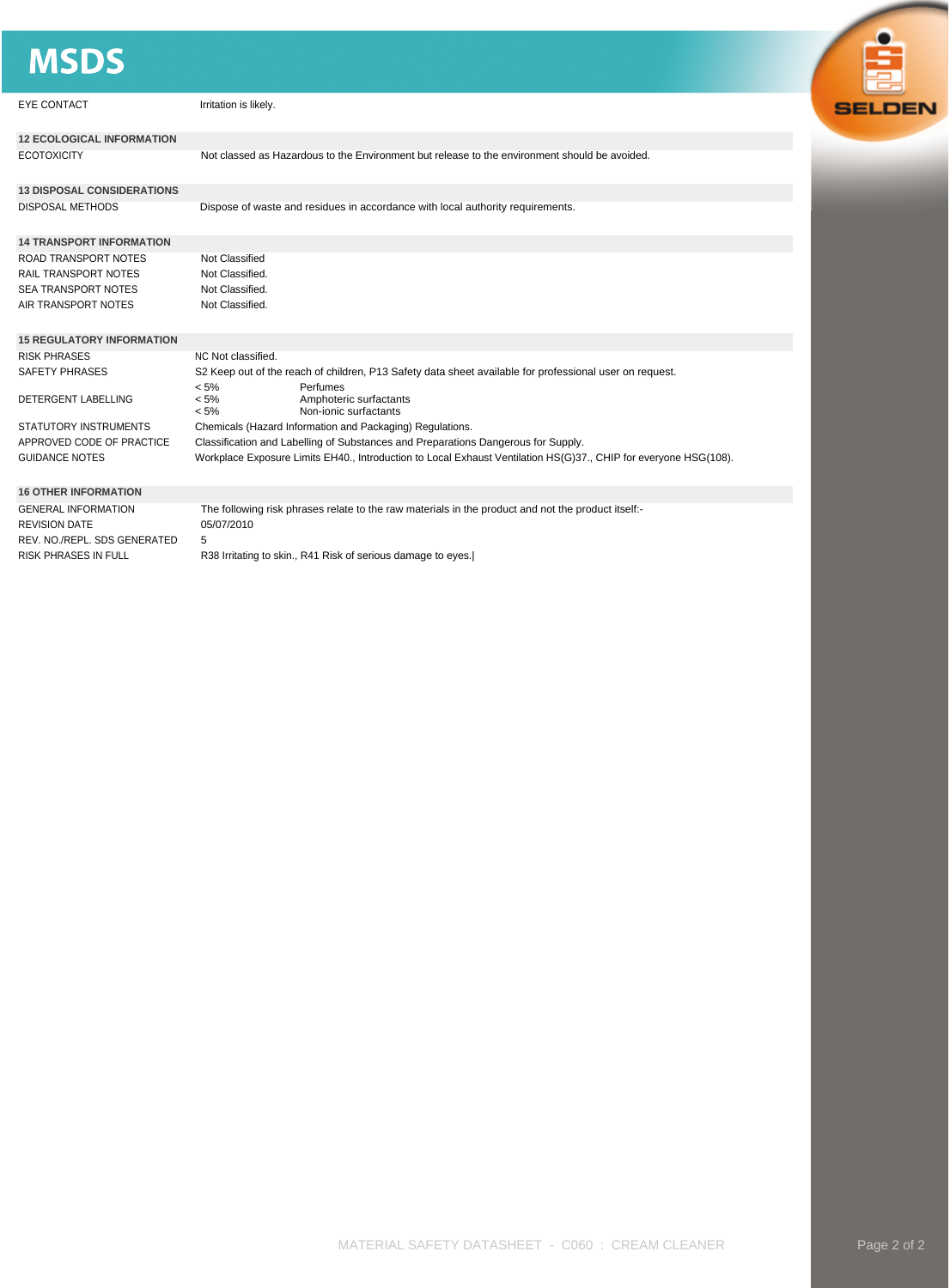# MSDS

| | |
|---|---|
| EYE CONTACT | Irritation is likely. |

## 12 ECOLOGICAL INFORMATION

| | |
|---|---|
| ECOTOXICITY | Not classed as Hazardous to the Environment but release to the environment should be avoided. |

## 13 DISPOSAL CONSIDERATIONS

| | |
|---|---|
| DISPOSAL METHODS | Dispose of waste and residues in accordance with local authority requirements. |

## 14 TRANSPORT INFORMATION

| | |
|---|---|
| ROAD TRANSPORT NOTES | Not Classified |
| RAIL TRANSPORT NOTES | Not Classified. |
| SEA TRANSPORT NOTES | Not Classified. |
| AIR TRANSPORT NOTES | Not Classified. |

## 15 REGULATORY INFORMATION

| | |
|---|---|
| RISK PHRASES | NC Not classified. |
| SAFETY PHRASES | S2 Keep out of the reach of children, P13 Safety data sheet available for professional user on request. |
| DETERGENT LABELLING | < 5% Perfumes<br>< 5% Amphoteric surfactants<br>< 5% Non-ionic surfactants |
| STATUTORY INSTRUMENTS | Chemicals (Hazard Information and Packaging) Regulations. |
| APPROVED CODE OF PRACTICE | Classification and Labelling of Substances and Preparations Dangerous for Supply. |
| GUIDANCE NOTES | Workplace Exposure Limits EH40., Introduction to Local Exhaust Ventilation HS(G)37., CHIP for everyone HSG(108). |

## 16 OTHER INFORMATION

| | |
|---|---|
| GENERAL INFORMATION | The following risk phrases relate to the raw materials in the product and not the product itself:- |
| REVISION DATE | 05/07/2010 |
| REV. NO./REPL. SDS GENERATED | 5 |
| RISK PHRASES IN FULL | R38 Irritating to skin., R41 Risk of serious damage to eyes.\| |